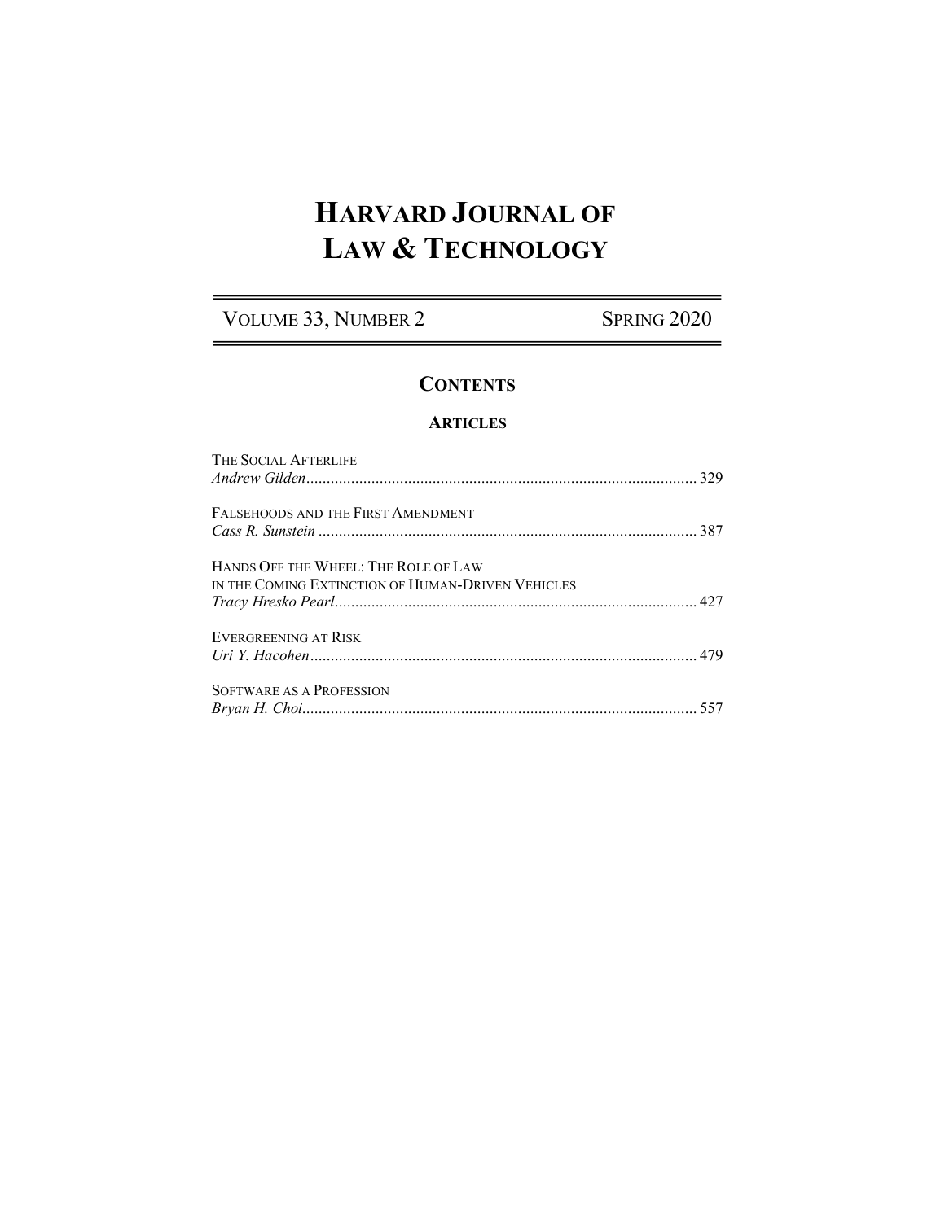# HARVARD JOURNAL OF LAW & TECHNOLOGY

VOLUME 33, NUMBER 2 SPRING 2020

## CONTENTS

### ARTICLES

THE SOCIAL AFTERLIFE
*Andrew Gilden*................................................................................................ 329

FALSEHOODS AND THE FIRST AMENDMENT
*Cass R. Sunstein* ............................................................................................ 387

HANDS OFF THE WHEEL: THE ROLE OF LAW
IN THE COMING EXTINCTION OF HUMAN-DRIVEN VEHICLES
*Tracy Hresko Pearl*........................................................................................ 427

EVERGREENING AT RISK
*Uri Y. Hacohen*.............................................................................................. 479

SOFTWARE AS A PROFESSION
*Bryan H. Choi*................................................................................................ 557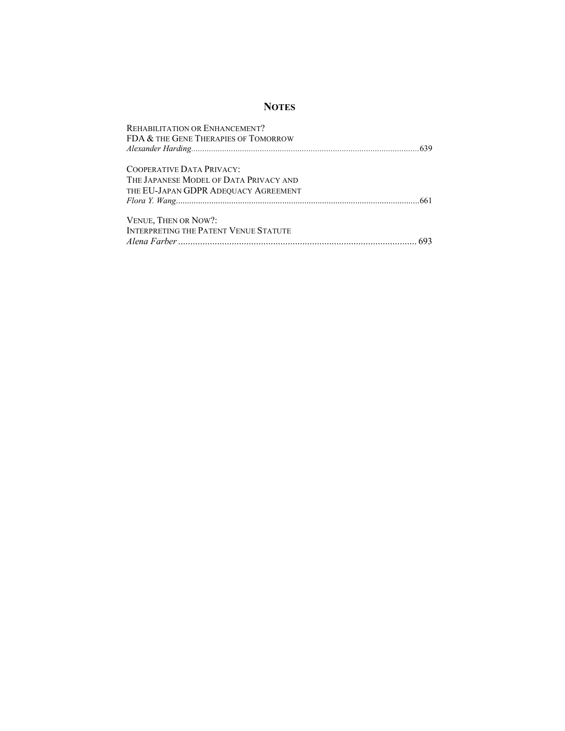## NOTES

REHABILITATION OR ENHANCEMENT?
FDA & THE GENE THERAPIES OF TOMORROW
*Alexander Harding*......................................................................................................639

COOPERATIVE DATA PRIVACY:
THE JAPANESE MODEL OF DATA PRIVACY AND
THE EU-JAPAN GDPR ADEQUACY AGREEMENT
*Flora Y. Wang*..............................................................................................................661

VENUE, THEN OR NOW?:
INTERPRETING THE PATENT VENUE STATUTE
*Alena Farber* .................................................................................................. 693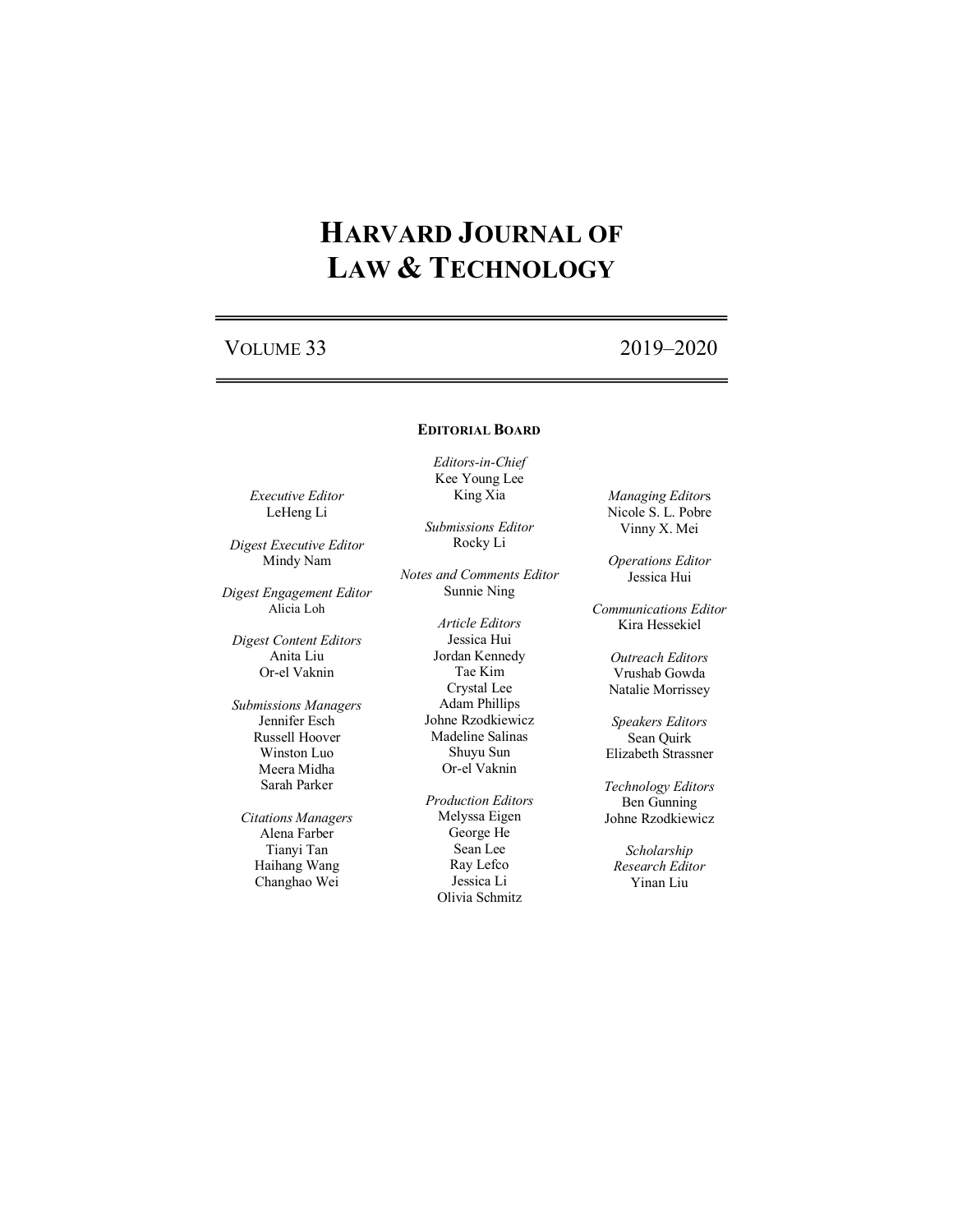# HARVARD JOURNAL OF LAW & TECHNOLOGY

VOLUME 33 2019–2020

## EDITORIAL BOARD

*Editors-in-Chief*
Kee Young Lee
King Xia

*Executive Editor*
LeHeng Li

*Managing Editors*
Nicole S. L. Pobre
Vinny X. Mei

*Submissions Editor*
Rocky Li

*Digest Executive Editor*
Mindy Nam

*Operations Editor*
Jessica Hui

*Notes and Comments Editor*
Sunnie Ning

*Digest Engagement Editor*
Alicia Loh

*Communications Editor*
Kira Hessekiel

*Article Editors*
Jessica Hui
Jordan Kennedy
Tae Kim
Crystal Lee
Adam Phillips
Johne Rzodkiewicz
Madeline Salinas
Shuyu Sun
Or-el Vaknin

*Digest Content Editors*
Anita Liu
Or-el Vaknin

*Outreach Editors*
Vrushab Gowda
Natalie Morrissey

*Submissions Managers*
Jennifer Esch
Russell Hoover
Winston Luo
Meera Midha
Sarah Parker

*Speakers Editors*
Sean Quirk
Elizabeth Strassner

*Technology Editors*
Ben Gunning
Johne Rzodkiewicz

*Production Editors*
Melyssa Eigen
George He
Sean Lee
Ray Lefco
Jessica Li
Olivia Schmitz

*Citations Managers*
Alena Farber
Tianyi Tan
Haihang Wang
Changhao Wei

*Scholarship Research Editor*
Yinan Liu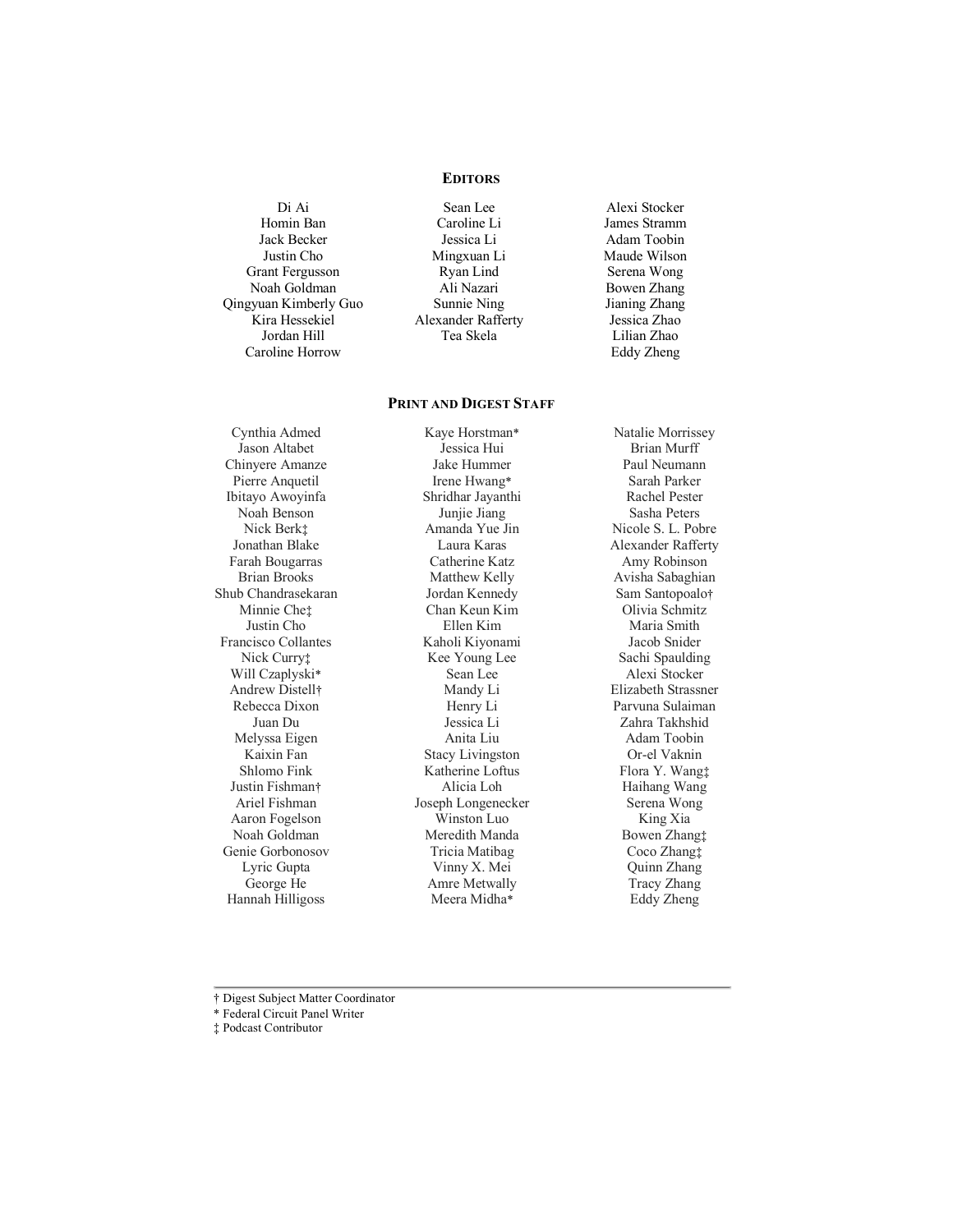## EDITORS

Di Ai
Homin Ban
Jack Becker
Justin Cho
Grant Fergusson
Noah Goldman
Qingyuan Kimberly Guo
Kira Hessekiel
Jordan Hill
Caroline Horrow
Sean Lee
Caroline Li
Jessica Li
Mingxuan Li
Ryan Lind
Ali Nazari
Sunnie Ning
Alexander Rafferty
Tea Skela
Alexi Stocker
James Stramm
Adam Toobin
Maude Wilson
Serena Wong
Bowen Zhang
Jianing Zhang
Jessica Zhao
Lilian Zhao
Eddy Zheng

## PRINT AND DIGEST STAFF

Cynthia Admed
Jason Altabet
Chinyere Amanze
Pierre Anquetil
Ibitayo Awoyinfa
Noah Benson
Nick Berk‡
Jonathan Blake
Farah Bougarras
Brian Brooks
Shub Chandrasekaran
Minnie Che‡
Justin Cho
Francisco Collantes
Nick Curry‡
Will Czaplyski*
Andrew Distell†
Rebecca Dixon
Juan Du
Melyssa Eigen
Kaixin Fan
Shlomo Fink
Justin Fishman†
Ariel Fishman
Aaron Fogelson
Noah Goldman
Genie Gorbonosov
Lyric Gupta
George He
Hannah Hilligoss
Kaye Horstman*
Jessica Hui
Jake Hummer
Irene Hwang*
Shridhar Jayanthi
Junjie Jiang
Amanda Yue Jin
Laura Karas
Catherine Katz
Matthew Kelly
Jordan Kennedy
Chan Keun Kim
Ellen Kim
Kaholi Kiyonami
Kee Young Lee
Sean Lee
Mandy Li
Henry Li
Jessica Li
Anita Liu
Stacy Livingston
Katherine Loftus
Alicia Loh
Joseph Longenecker
Winston Luo
Meredith Manda
Tricia Matibag
Vinny X. Mei
Amre Metwally
Meera Midha*
Natalie Morrissey
Brian Murff
Paul Neumann
Sarah Parker
Rachel Pester
Sasha Peters
Nicole S. L. Pobre
Alexander Rafferty
Amy Robinson
Avisha Sabaghian
Sam Santopoalo†
Olivia Schmitz
Maria Smith
Jacob Snider
Sachi Spaulding
Alexi Stocker
Elizabeth Strassner
Parvuna Sulaiman
Zahra Takhshid
Adam Toobin
Or-el Vaknin
Flora Y. Wang‡
Haihang Wang
Serena Wong
King Xia
Bowen Zhang‡
Coco Zhang‡
Quinn Zhang
Tracy Zhang
Eddy Zheng

---

† Digest Subject Matter Coordinator
* Federal Circuit Panel Writer
‡ Podcast Contributor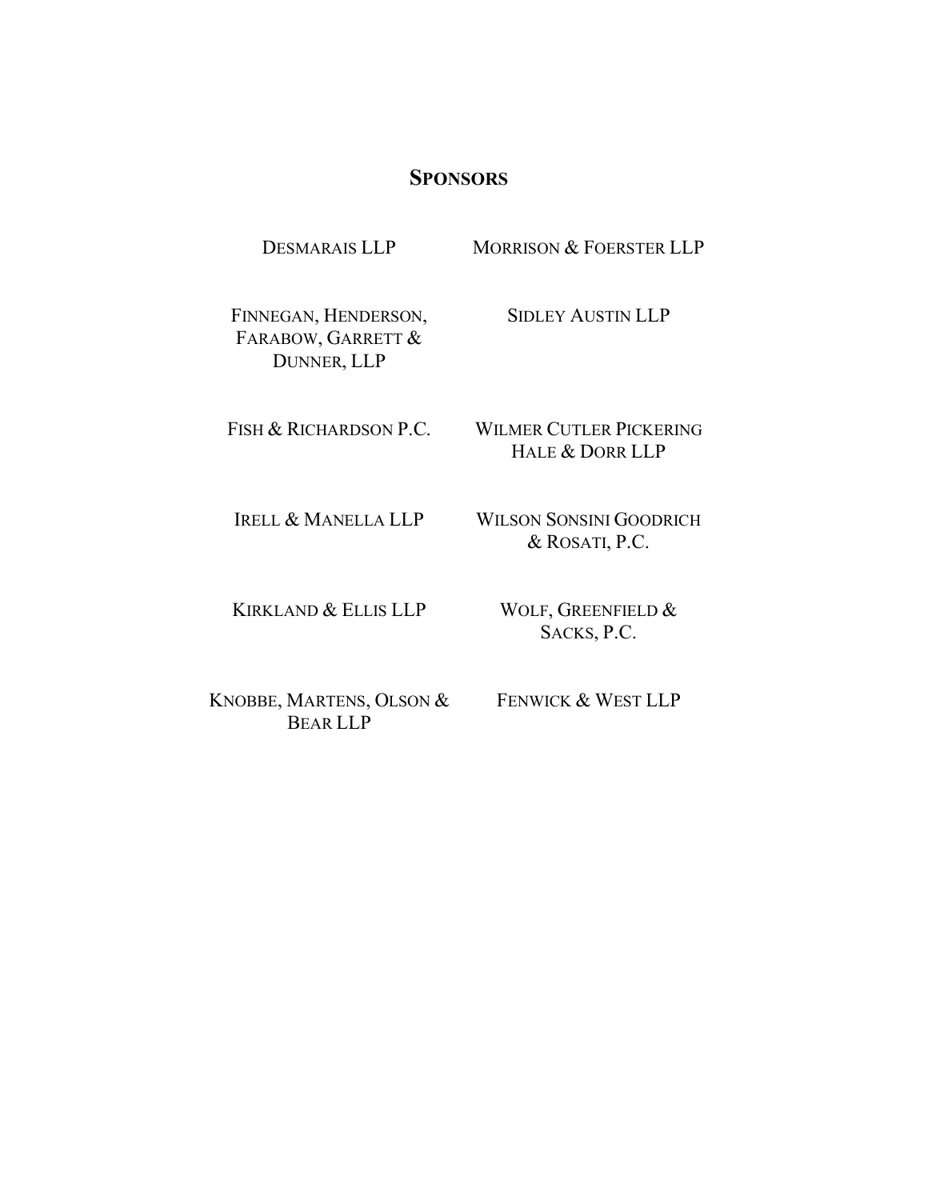## SPONSORS

DESMARAIS LLP

MORRISON & FOERSTER LLP

FINNEGAN, HENDERSON, FARABOW, GARRETT & DUNNER, LLP

SIDLEY AUSTIN LLP

FISH & RICHARDSON P.C.

WILMER CUTLER PICKERING HALE & DORR LLP

IRELL & MANELLA LLP

WILSON SONSINI GOODRICH & ROSATI, P.C.

KIRKLAND & ELLIS LLP

WOLF, GREENFIELD & SACKS, P.C.

KNOBBE, MARTENS, OLSON & BEAR LLP

FENWICK & WEST LLP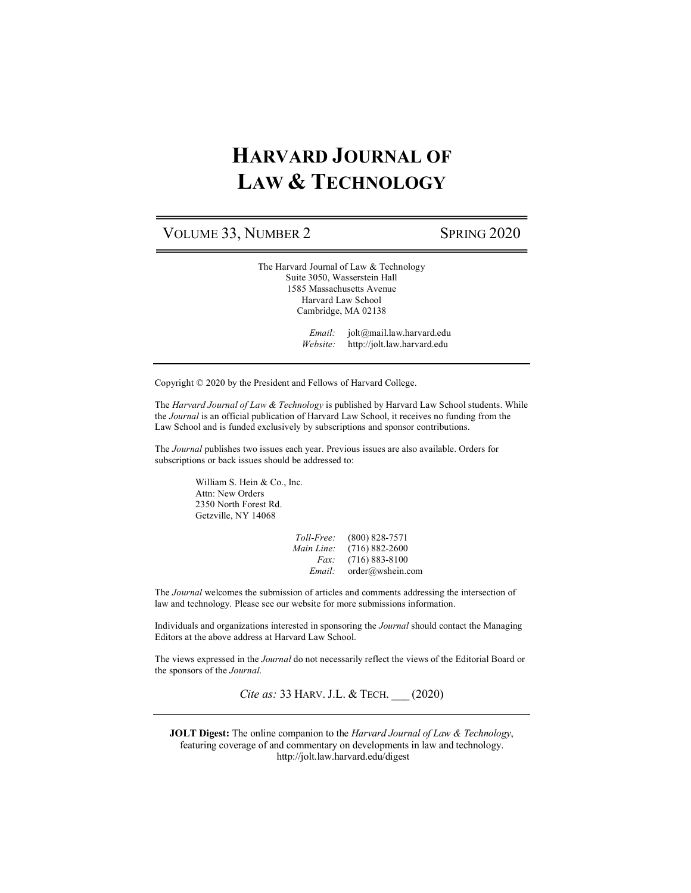# HARVARD JOURNAL OF LAW & TECHNOLOGY

VOLUME 33, NUMBER 2 SPRING 2020

The Harvard Journal of Law & Technology
Suite 3050, Wasserstein Hall
1585 Massachusetts Avenue
Harvard Law School
Cambridge, MA 02138

*Email:* jolt@mail.law.harvard.edu
*Website:* http://jolt.law.harvard.edu

---

Copyright © 2020 by the President and Fellows of Harvard College.

The *Harvard Journal of Law & Technology* is published by Harvard Law School students. While the *Journal* is an official publication of Harvard Law School, it receives no funding from the Law School and is funded exclusively by subscriptions and sponsor contributions.

The *Journal* publishes two issues each year. Previous issues are also available. Orders for subscriptions or back issues should be addressed to:

William S. Hein & Co., Inc.
Attn: New Orders
2350 North Forest Rd.
Getzville, NY 14068

*Toll-Free:* (800) 828-7571
*Main Line:* (716) 882-2600
*Fax:* (716) 883-8100
*Email:* order@wshein.com

The *Journal* welcomes the submission of articles and comments addressing the intersection of law and technology. Please see our website for more submissions information.

Individuals and organizations interested in sponsoring the *Journal* should contact the Managing Editors at the above address at Harvard Law School.

The views expressed in the *Journal* do not necessarily reflect the views of the Editorial Board or the sponsors of the *Journal*.

*Cite as:* 33 HARV. J.L. & TECH. ___ (2020)

---

**JOLT Digest:** The online companion to the *Harvard Journal of Law & Technology*, featuring coverage of and commentary on developments in law and technology.
http://jolt.law.harvard.edu/digest